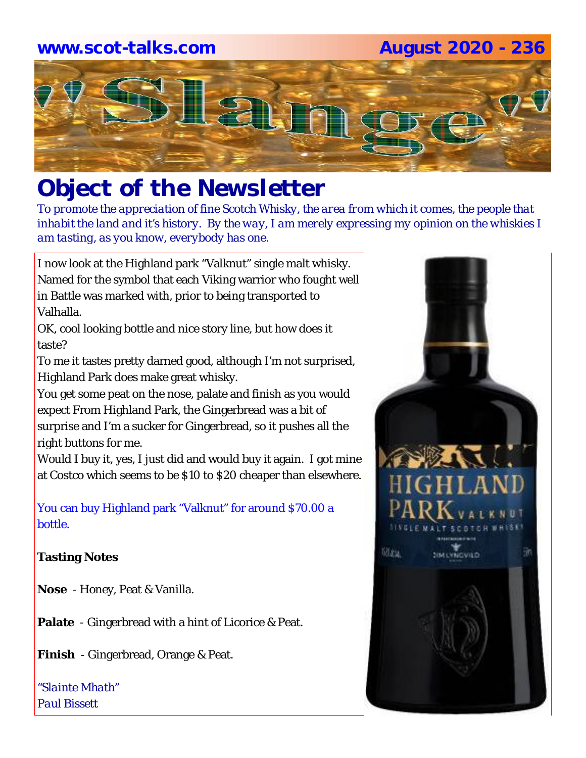www.scot-talks.com August 2020 - 236

# "Slange"

# Object of the Newsletter

*To promote the appreciation of fine Scotch Whisky, the area from which it comes, the people that inhabit the land and it's history. By the way, I am merely expressing my opinion on the whiskies I am tasting, as you know, everybody has one.*

I now look at the Highland park "Valknut" single malt whisky. Named for the symbol that each Viking warrior who fought well in Battle was marked with, prior to being transported to Valhalla.

OK, cool looking bottle and nice story line, but how does it taste?

To me it tastes pretty darned good, although I'm not surprised, Highland Park does make great whisky.

You get some peat on the nose, palate and finish as you would expect From Highland Park, the Gingerbread was a bit of surprise and I'm a sucker for Gingerbread, so it pushes all the right buttons for me.

Would I buy it, yes, I just did and would buy it again. I got mine at Costco which seems to be $10 to $20 cheaper than elsewhere.

You can buy Highland park "Valknut" for around $70.00 a bottle.

**Tasting Notes**

**Nose** - Honey, Peat & Vanilla.

**Palate** - Gingerbread with a hint of Licorice & Peat.

**Finish** - Gingerbread, Orange & Peat.

*"Slainte Mhath"*
*Paul Bissett*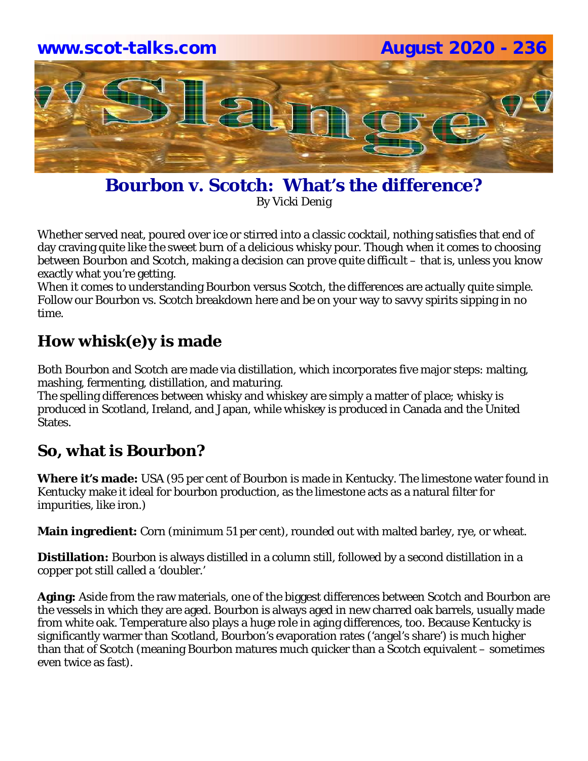# Bourbon v. Scotch: What's the difference?

By Vicki Denig

Whether served neat, poured over ice or stirred into a classic cocktail, nothing satisfies that end of day craving quite like the sweet burn of a delicious whisky pour. Though when it comes to choosing between Bourbon and Scotch, making a decision can prove quite difficult – that is, unless you know exactly what you're getting.

When it comes to understanding Bourbon versus Scotch, the differences are actually quite simple. Follow our Bourbon vs. Scotch breakdown here and be on your way to savvy spirits sipping in no time.

## How whisk(e)y is made

Both Bourbon and Scotch are made via distillation, which incorporates five major steps: malting, mashing, fermenting, distillation, and maturing.

The spelling differences between whisky and whiskey are simply a matter of place; whisky is produced in Scotland, Ireland, and Japan, while whiskey is produced in Canada and the United States.

## So, what is Bourbon?

**Where it's made:** USA (95 per cent of Bourbon is made in Kentucky. The limestone water found in Kentucky make it ideal for bourbon production, as the limestone acts as a natural filter for impurities, like iron.)

**Main ingredient:** Corn (minimum 51 per cent), rounded out with malted barley, rye, or wheat.

**Distillation:** Bourbon is always distilled in a column still, followed by a second distillation in a copper pot still called a 'doubler.'

**Aging:** Aside from the raw materials, one of the biggest differences between Scotch and Bourbon are the vessels in which they are aged. Bourbon is always aged in new charred oak barrels, usually made from white oak. Temperature also plays a huge role in aging differences, too. Because Kentucky is significantly warmer than Scotland, Bourbon's evaporation rates ('angel's share') is much higher than that of Scotch (meaning Bourbon matures much quicker than a Scotch equivalent – sometimes even twice as fast).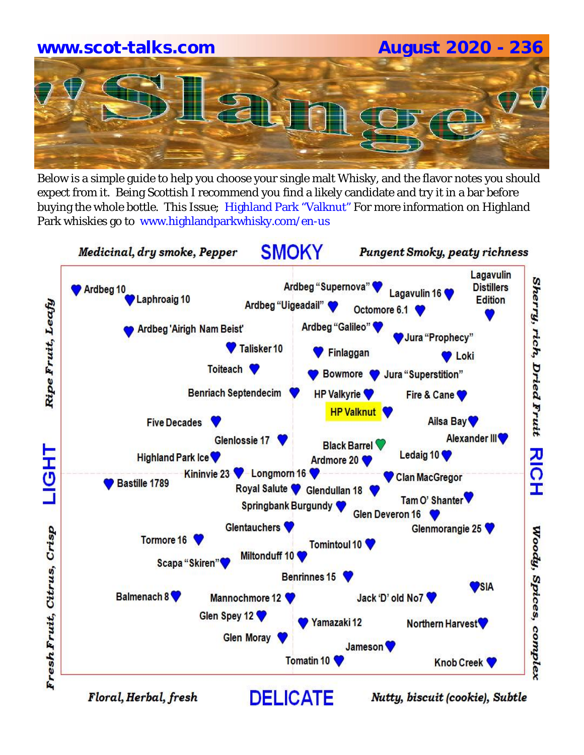**www.scot-talks.com** **August 2020 - 236**

# "Slange"

Below is a simple guide to help you choose your single malt Whisky, and the flavor notes you should expect from it. Being Scottish I recommend you find a likely candidate and try it in a bar before buying the whole bottle. This Issue; Highland Park "Valknut" For more information on Highland Park whiskies go to www.highlandparkwhisky.com/en-us

*Medicinal, dry smoke, Pepper* **SMOKY** *Pungent Smoky, peaty richness*

*Ripe Fruit, Leafy* **LIGHT** *Fresh Fruit, Citrus, Crisp*

*Sherry, rich, Dried Fruit* **RICH** *Woody, Spices, complex*

*Floral, Herbal, fresh* **DELICATE** *Nutty, biscuit (cookie), Subtle*

Ardbeg 10, Laphroaig 10, Ardbeg "Supernova", Lagavulin 16, Lagavulin Distillers Edition, Ardbeg "Uigeadail", Octomore 6.1, Ardbeg 'Airigh Nam Beist', Ardbeg "Galileo", Jura "Prophecy", Talisker 10, Finlaggan, Loki, Toiteach, Bowmore, Jura "Superstition", Benriach Septendecim, HP Valkyrie, Fire & Cane, **HP Valknut**, Five Decades, Ailsa Bay, Glenlossie 17, Alexander III, Black Barrel, Highland Park Ice, Ardmore 20, Ledaig 10, Kininvie 23, Longmorn 16, Clan MacGregor, Bastille 1789, Royal Salute, Glendullan 18, Tam O' Shanter, Springbank Burgundy, Glen Deveron 16, Glentauchers, Glenmorangie 25, Tormore 16, Tomintoul 10, Miltonduff 10, Scapa "Skiren", Benrinnes 15, SIA, Balmenach 8, Mannochmore 12, Jack 'D' old No7, Glen Spey 12, Yamazaki 12, Northern Harvest, Glen Moray, Jameson, Tomatin 10, Knob Creek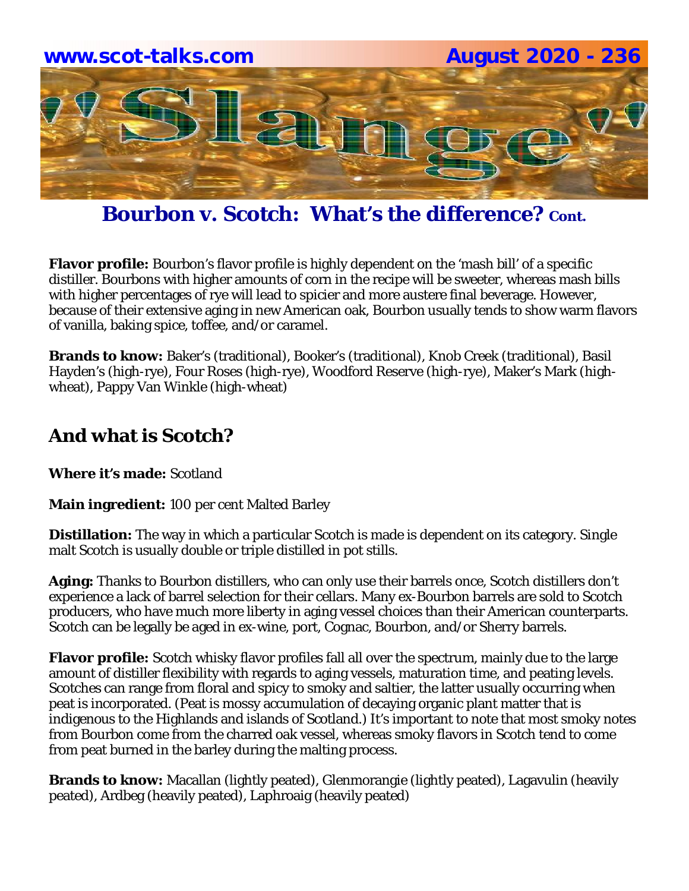## Bourbon v. Scotch: What's the difference? Cont.

**Flavor profile:** Bourbon's flavor profile is highly dependent on the 'mash bill' of a specific distiller. Bourbons with higher amounts of corn in the recipe will be sweeter, whereas mash bills with higher percentages of rye will lead to spicier and more austere final beverage. However, because of their extensive aging in new American oak, Bourbon usually tends to show warm flavors of vanilla, baking spice, toffee, and/or caramel.

**Brands to know:** Baker's (traditional), Booker's (traditional), Knob Creek (traditional), Basil Hayden's (high-rye), Four Roses (high-rye), Woodford Reserve (high-rye), Maker's Mark (high-wheat), Pappy Van Winkle (high-wheat)

## And what is Scotch?

**Where it's made:** Scotland

**Main ingredient:** 100 per cent Malted Barley

**Distillation:** The way in which a particular Scotch is made is dependent on its category. Single malt Scotch is usually double or triple distilled in pot stills.

**Aging:** Thanks to Bourbon distillers, who can only use their barrels once, Scotch distillers don't experience a lack of barrel selection for their cellars. Many ex-Bourbon barrels are sold to Scotch producers, who have much more liberty in aging vessel choices than their American counterparts. Scotch can be legally be aged in ex-wine, port, Cognac, Bourbon, and/or Sherry barrels.

**Flavor profile:** Scotch whisky flavor profiles fall all over the spectrum, mainly due to the large amount of distiller flexibility with regards to aging vessels, maturation time, and peating levels. Scotches can range from floral and spicy to smoky and saltier, the latter usually occurring when peat is incorporated. (Peat is mossy accumulation of decaying organic plant matter that is indigenous to the Highlands and islands of Scotland.) It's important to note that most smoky notes from Bourbon come from the charred oak vessel, whereas smoky flavors in Scotch tend to come from peat burned in the barley during the malting process.

**Brands to know:** Macallan (lightly peated), Glenmorangie (lightly peated), Lagavulin (heavily peated), Ardbeg (heavily peated), Laphroaig (heavily peated)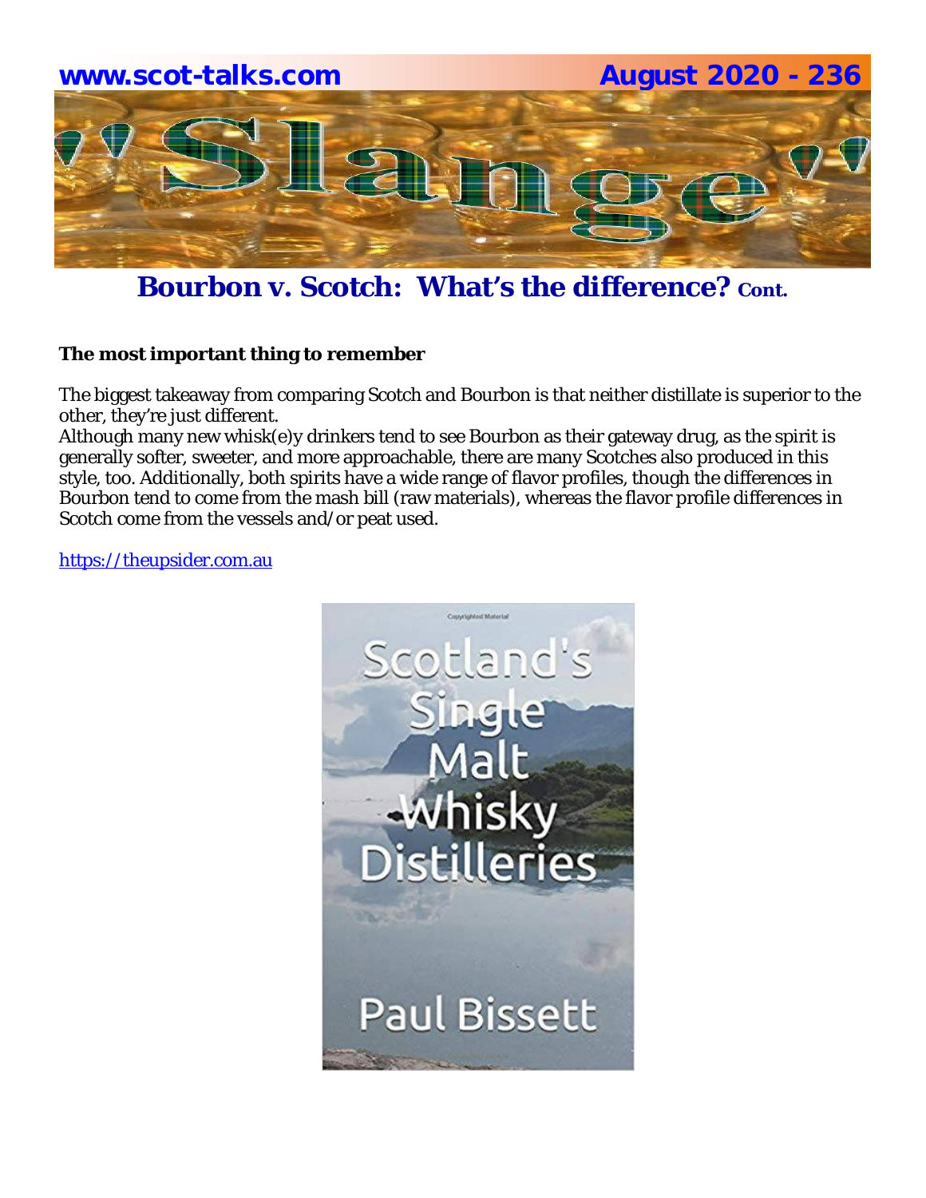# Bourbon v. Scotch: What's the difference? Cont.

**The most important thing to remember**

The biggest takeaway from comparing Scotch and Bourbon is that neither distillate is superior to the other, they're just different.

Although many new whisk(e)y drinkers tend to see Bourbon as their gateway drug, as the spirit is generally softer, sweeter, and more approachable, there are many Scotches also produced in this style, too. Additionally, both spirits have a wide range of flavor profiles, though the differences in Bourbon tend to come from the mash bill (raw materials), whereas the flavor profile differences in Scotch come from the vessels and/or peat used.

https://theupsider.com.au

Scotland's Single Malt Whisky Distilleries

Paul Bissett